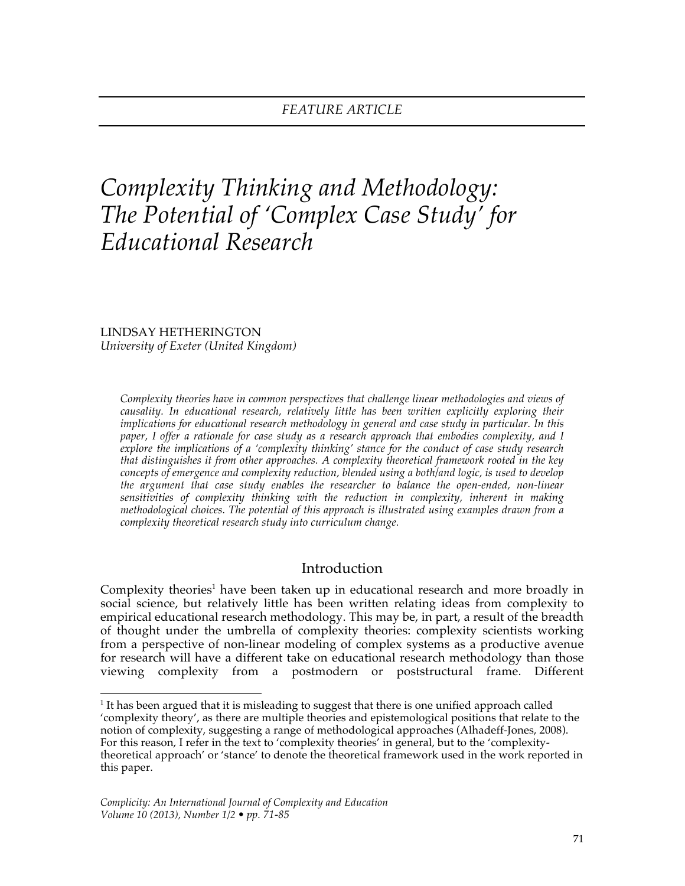*FEATURE ARTICLE*

# *Complexity Thinking and Methodology: The Potential of 'Complex Case Study' for Educational Research*

LINDSAY HETHERINGTON
*University of Exeter (United Kingdom)*

*Complexity theories have in common perspectives that challenge linear methodologies and views of causality. In educational research, relatively little has been written explicitly exploring their implications for educational research methodology in general and case study in particular. In this paper, I offer a rationale for case study as a research approach that embodies complexity, and I explore the implications of a 'complexity thinking' stance for the conduct of case study research that distinguishes it from other approaches. A complexity theoretical framework rooted in the key concepts of emergence and complexity reduction, blended using a both/and logic, is used to develop the argument that case study enables the researcher to balance the open-ended, non-linear sensitivities of complexity thinking with the reduction in complexity, inherent in making methodological choices. The potential of this approach is illustrated using examples drawn from a complexity theoretical research study into curriculum change.*

## Introduction

Complexity theories[1] have been taken up in educational research and more broadly in social science, but relatively little has been written relating ideas from complexity to empirical educational research methodology. This may be, in part, a result of the breadth of thought under the umbrella of complexity theories: complexity scientists working from a perspective of non-linear modeling of complex systems as a productive avenue for research will have a different take on educational research methodology than those viewing complexity from a postmodern or poststructural frame. Different

[1] It has been argued that it is misleading to suggest that there is one unified approach called 'complexity theory', as there are multiple theories and epistemological positions that relate to the notion of complexity, suggesting a range of methodological approaches (Alhadeff-Jones, 2008). For this reason, I refer in the text to 'complexity theories' in general, but to the 'complexity-theoretical approach' or 'stance' to denote the theoretical framework used in the work reported in this paper.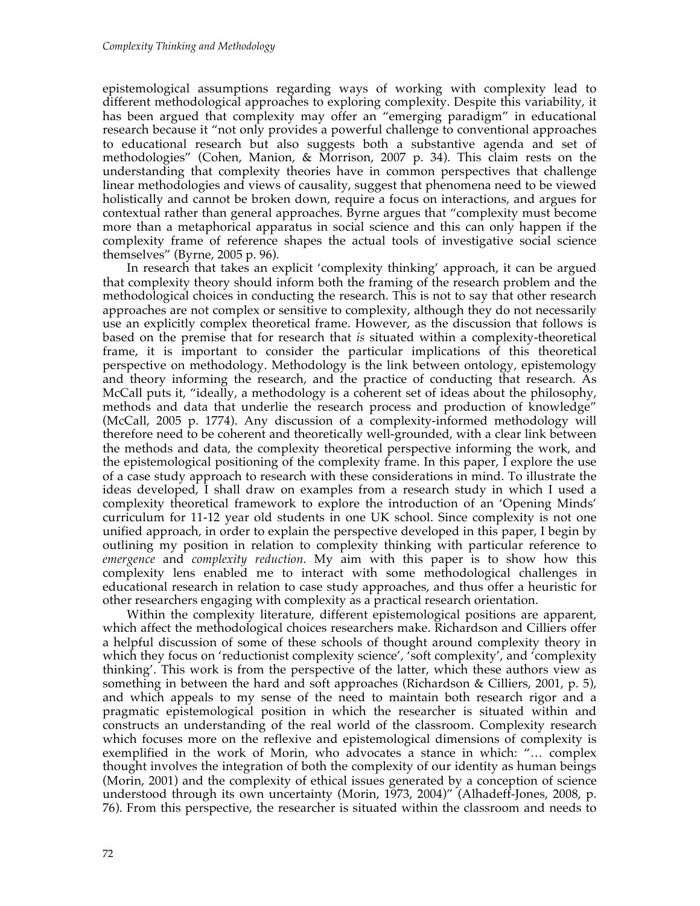epistemological assumptions regarding ways of working with complexity lead to different methodological approaches to exploring complexity. Despite this variability, it has been argued that complexity may offer an "emerging paradigm" in educational research because it "not only provides a powerful challenge to conventional approaches to educational research but also suggests both a substantive agenda and set of methodologies" (Cohen, Manion, & Morrison, 2007 p. 34). This claim rests on the understanding that complexity theories have in common perspectives that challenge linear methodologies and views of causality, suggest that phenomena need to be viewed holistically and cannot be broken down, require a focus on interactions, and argues for contextual rather than general approaches. Byrne argues that "complexity must become more than a metaphorical apparatus in social science and this can only happen if the complexity frame of reference shapes the actual tools of investigative social science themselves" (Byrne, 2005 p. 96).

In research that takes an explicit 'complexity thinking' approach, it can be argued that complexity theory should inform both the framing of the research problem and the methodological choices in conducting the research. This is not to say that other research approaches are not complex or sensitive to complexity, although they do not necessarily use an explicitly complex theoretical frame. However, as the discussion that follows is based on the premise that for research that *is* situated within a complexity-theoretical frame, it is important to consider the particular implications of this theoretical perspective on methodology. Methodology is the link between ontology, epistemology and theory informing the research, and the practice of conducting that research. As McCall puts it, "ideally, a methodology is a coherent set of ideas about the philosophy, methods and data that underlie the research process and production of knowledge" (McCall, 2005 p. 1774). Any discussion of a complexity-informed methodology will therefore need to be coherent and theoretically well-grounded, with a clear link between the methods and data, the complexity theoretical perspective informing the work, and the epistemological positioning of the complexity frame. In this paper, I explore the use of a case study approach to research with these considerations in mind. To illustrate the ideas developed, I shall draw on examples from a research study in which I used a complexity theoretical framework to explore the introduction of an 'Opening Minds' curriculum for 11-12 year old students in one UK school. Since complexity is not one unified approach, in order to explain the perspective developed in this paper, I begin by outlining my position in relation to complexity thinking with particular reference to *emergence* and *complexity reduction*. My aim with this paper is to show how this complexity lens enabled me to interact with some methodological challenges in educational research in relation to case study approaches, and thus offer a heuristic for other researchers engaging with complexity as a practical research orientation.

Within the complexity literature, different epistemological positions are apparent, which affect the methodological choices researchers make. Richardson and Cilliers offer a helpful discussion of some of these schools of thought around complexity theory in which they focus on 'reductionist complexity science', 'soft complexity', and 'complexity thinking'. This work is from the perspective of the latter, which these authors view as something in between the hard and soft approaches (Richardson & Cilliers, 2001, p. 5), and which appeals to my sense of the need to maintain both research rigor and a pragmatic epistemological position in which the researcher is situated within and constructs an understanding of the real world of the classroom. Complexity research which focuses more on the reflexive and epistemological dimensions of complexity is exemplified in the work of Morin, who advocates a stance in which: "… complex thought involves the integration of both the complexity of our identity as human beings (Morin, 2001) and the complexity of ethical issues generated by a conception of science understood through its own uncertainty (Morin, 1973, 2004)" (Alhadeff-Jones, 2008, p. 76). From this perspective, the researcher is situated within the classroom and needs to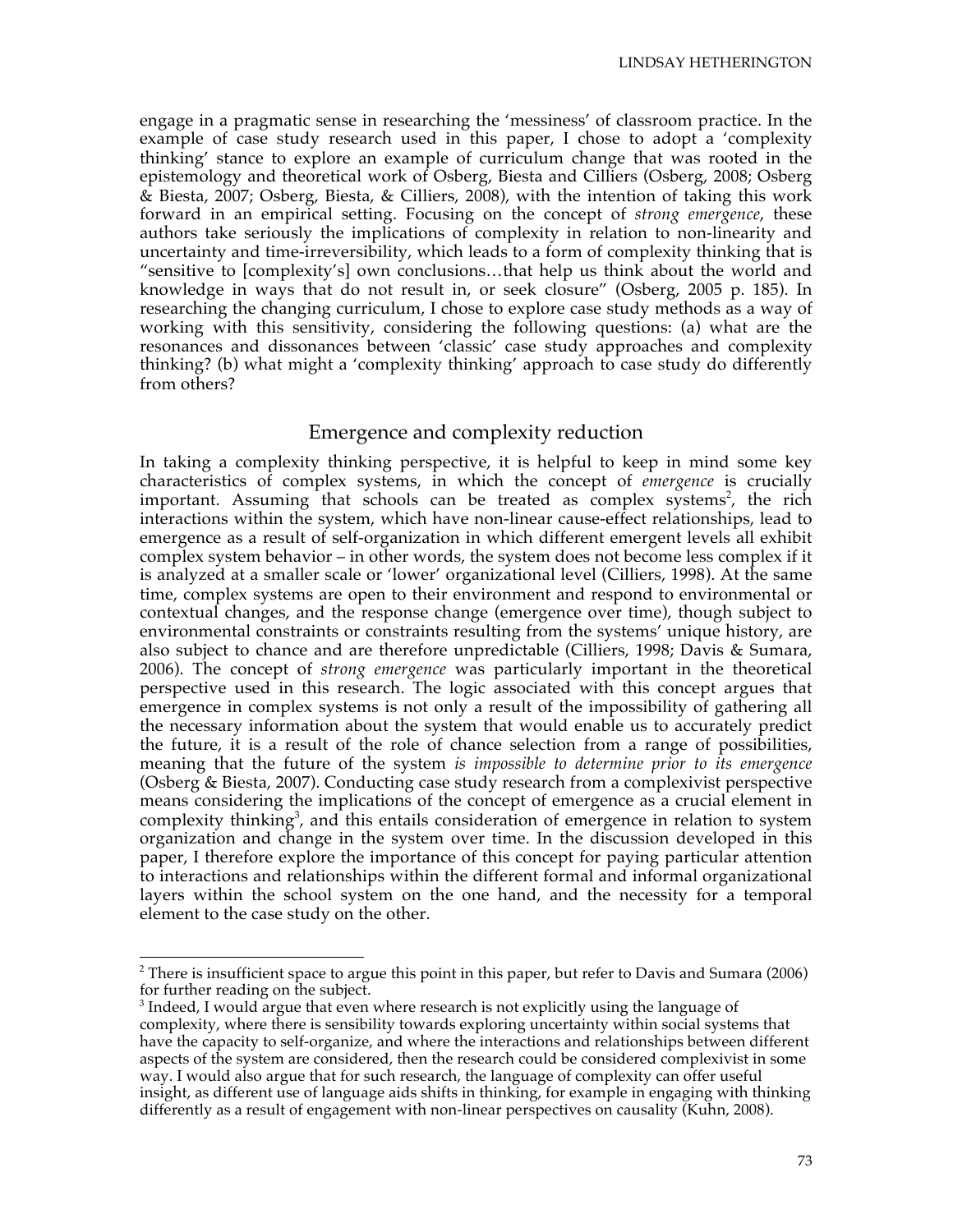engage in a pragmatic sense in researching the 'messiness' of classroom practice. In the example of case study research used in this paper, I chose to adopt a 'complexity thinking' stance to explore an example of curriculum change that was rooted in the epistemology and theoretical work of Osberg, Biesta and Cilliers (Osberg, 2008; Osberg & Biesta, 2007; Osberg, Biesta, & Cilliers, 2008), with the intention of taking this work forward in an empirical setting. Focusing on the concept of *strong emergence*, these authors take seriously the implications of complexity in relation to non-linearity and uncertainty and time-irreversibility, which leads to a form of complexity thinking that is "sensitive to [complexity's] own conclusions…that help us think about the world and knowledge in ways that do not result in, or seek closure" (Osberg, 2005 p. 185). In researching the changing curriculum, I chose to explore case study methods as a way of working with this sensitivity, considering the following questions: (a) what are the resonances and dissonances between 'classic' case study approaches and complexity thinking? (b) what might a 'complexity thinking' approach to case study do differently from others?

## Emergence and complexity reduction

In taking a complexity thinking perspective, it is helpful to keep in mind some key characteristics of complex systems, in which the concept of *emergence* is crucially important. Assuming that schools can be treated as complex systems[2], the rich interactions within the system, which have non-linear cause-effect relationships, lead to emergence as a result of self-organization in which different emergent levels all exhibit complex system behavior – in other words, the system does not become less complex if it is analyzed at a smaller scale or 'lower' organizational level (Cilliers, 1998). At the same time, complex systems are open to their environment and respond to environmental or contextual changes, and the response change (emergence over time), though subject to environmental constraints or constraints resulting from the systems' unique history, are also subject to chance and are therefore unpredictable (Cilliers, 1998; Davis & Sumara, 2006). The concept of *strong emergence* was particularly important in the theoretical perspective used in this research. The logic associated with this concept argues that emergence in complex systems is not only a result of the impossibility of gathering all the necessary information about the system that would enable us to accurately predict the future, it is a result of the role of chance selection from a range of possibilities, meaning that the future of the system *is impossible to determine prior to its emergence* (Osberg & Biesta, 2007). Conducting case study research from a complexivist perspective means considering the implications of the concept of emergence as a crucial element in complexity thinking[3], and this entails consideration of emergence in relation to system organization and change in the system over time. In the discussion developed in this paper, I therefore explore the importance of this concept for paying particular attention to interactions and relationships within the different formal and informal organizational layers within the school system on the one hand, and the necessity for a temporal element to the case study on the other.

[2] There is insufficient space to argue this point in this paper, but refer to Davis and Sumara (2006) for further reading on the subject.

[3] Indeed, I would argue that even where research is not explicitly using the language of complexity, where there is sensibility towards exploring uncertainty within social systems that have the capacity to self-organize, and where the interactions and relationships between different aspects of the system are considered, then the research could be considered complexivist in some way. I would also argue that for such research, the language of complexity can offer useful insight, as different use of language aids shifts in thinking, for example in engaging with thinking differently as a result of engagement with non-linear perspectives on causality (Kuhn, 2008).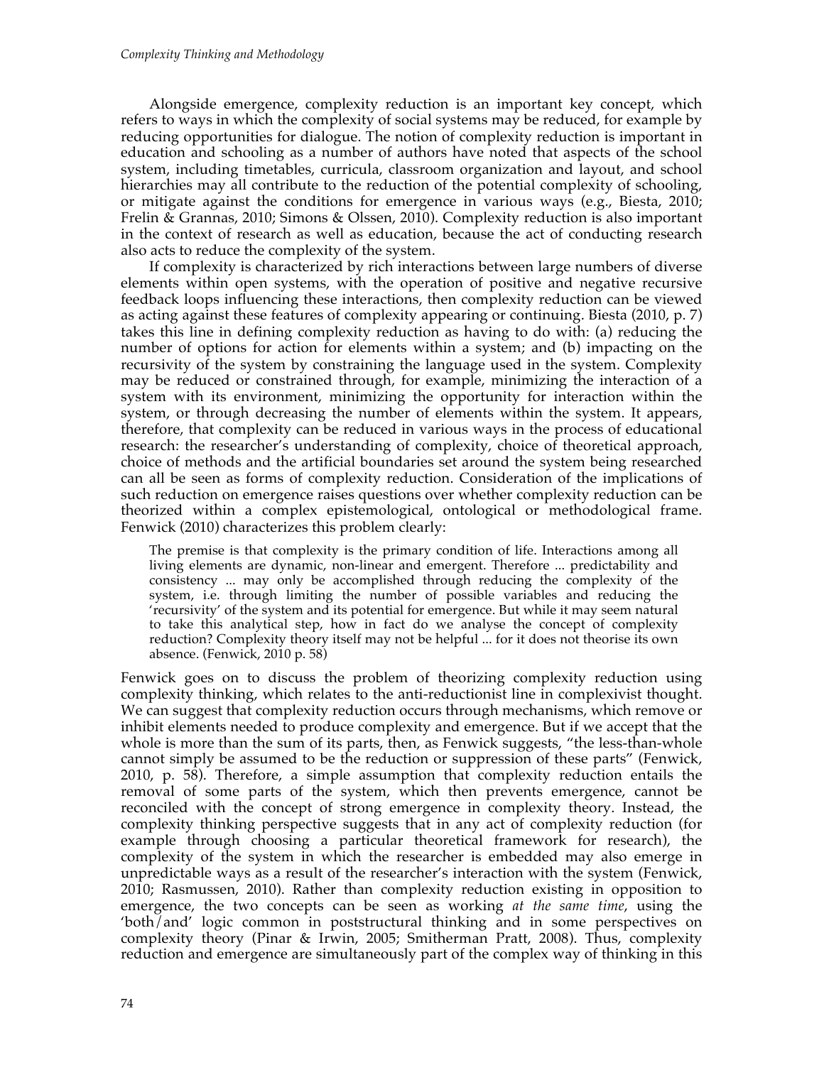Alongside emergence, complexity reduction is an important key concept, which refers to ways in which the complexity of social systems may be reduced, for example by reducing opportunities for dialogue. The notion of complexity reduction is important in education and schooling as a number of authors have noted that aspects of the school system, including timetables, curricula, classroom organization and layout, and school hierarchies may all contribute to the reduction of the potential complexity of schooling, or mitigate against the conditions for emergence in various ways (e.g., Biesta, 2010; Frelin & Grannas, 2010; Simons & Olssen, 2010). Complexity reduction is also important in the context of research as well as education, because the act of conducting research also acts to reduce the complexity of the system.

If complexity is characterized by rich interactions between large numbers of diverse elements within open systems, with the operation of positive and negative recursive feedback loops influencing these interactions, then complexity reduction can be viewed as acting against these features of complexity appearing or continuing. Biesta (2010, p. 7) takes this line in defining complexity reduction as having to do with: (a) reducing the number of options for action for elements within a system; and (b) impacting on the recursivity of the system by constraining the language used in the system. Complexity may be reduced or constrained through, for example, minimizing the interaction of a system with its environment, minimizing the opportunity for interaction within the system, or through decreasing the number of elements within the system. It appears, therefore, that complexity can be reduced in various ways in the process of educational research: the researcher's understanding of complexity, choice of theoretical approach, choice of methods and the artificial boundaries set around the system being researched can all be seen as forms of complexity reduction. Consideration of the implications of such reduction on emergence raises questions over whether complexity reduction can be theorized within a complex epistemological, ontological or methodological frame. Fenwick (2010) characterizes this problem clearly:

> The premise is that complexity is the primary condition of life. Interactions among all living elements are dynamic, non-linear and emergent. Therefore ... predictability and consistency ... may only be accomplished through reducing the complexity of the system, i.e. through limiting the number of possible variables and reducing the 'recursivity' of the system and its potential for emergence. But while it may seem natural to take this analytical step, how in fact do we analyse the concept of complexity reduction? Complexity theory itself may not be helpful ... for it does not theorise its own absence. (Fenwick, 2010 p. 58)

Fenwick goes on to discuss the problem of theorizing complexity reduction using complexity thinking, which relates to the anti-reductionist line in complexivist thought. We can suggest that complexity reduction occurs through mechanisms, which remove or inhibit elements needed to produce complexity and emergence. But if we accept that the whole is more than the sum of its parts, then, as Fenwick suggests, "the less-than-whole cannot simply be assumed to be the reduction or suppression of these parts" (Fenwick, 2010, p. 58). Therefore, a simple assumption that complexity reduction entails the removal of some parts of the system, which then prevents emergence, cannot be reconciled with the concept of strong emergence in complexity theory. Instead, the complexity thinking perspective suggests that in any act of complexity reduction (for example through choosing a particular theoretical framework for research), the complexity of the system in which the researcher is embedded may also emerge in unpredictable ways as a result of the researcher's interaction with the system (Fenwick, 2010; Rasmussen, 2010). Rather than complexity reduction existing in opposition to emergence, the two concepts can be seen as working *at the same time*, using the 'both/and' logic common in poststructural thinking and in some perspectives on complexity theory (Pinar & Irwin, 2005; Smitherman Pratt, 2008). Thus, complexity reduction and emergence are simultaneously part of the complex way of thinking in this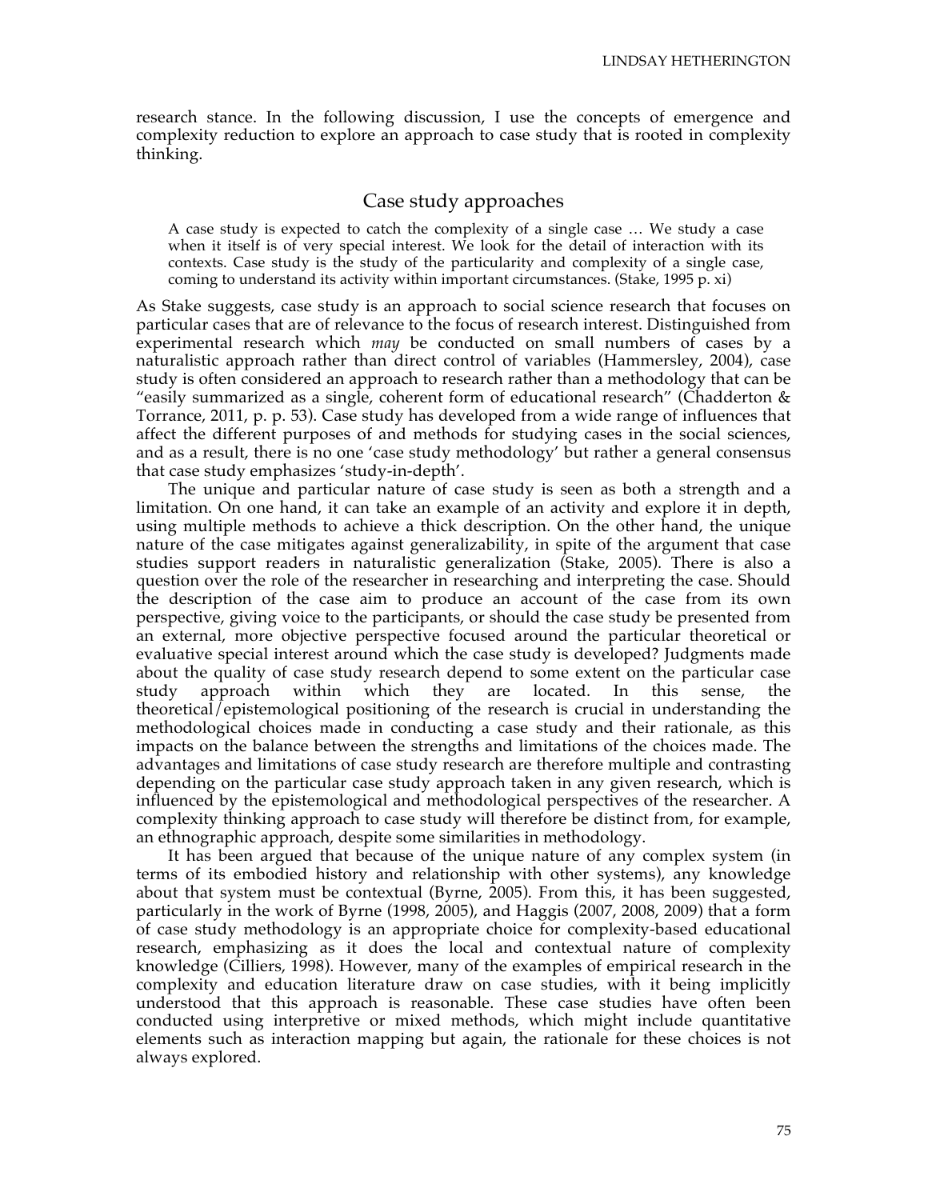research stance. In the following discussion, I use the concepts of emergence and complexity reduction to explore an approach to case study that is rooted in complexity thinking.

## Case study approaches

> A case study is expected to catch the complexity of a single case … We study a case when it itself is of very special interest. We look for the detail of interaction with its contexts. Case study is the study of the particularity and complexity of a single case, coming to understand its activity within important circumstances. (Stake, 1995 p. xi)

As Stake suggests, case study is an approach to social science research that focuses on particular cases that are of relevance to the focus of research interest. Distinguished from experimental research which *may* be conducted on small numbers of cases by a naturalistic approach rather than direct control of variables (Hammersley, 2004), case study is often considered an approach to research rather than a methodology that can be "easily summarized as a single, coherent form of educational research" (Chadderton & Torrance, 2011, p. p. 53). Case study has developed from a wide range of influences that affect the different purposes of and methods for studying cases in the social sciences, and as a result, there is no one 'case study methodology' but rather a general consensus that case study emphasizes 'study-in-depth'.

The unique and particular nature of case study is seen as both a strength and a limitation. On one hand, it can take an example of an activity and explore it in depth, using multiple methods to achieve a thick description. On the other hand, the unique nature of the case mitigates against generalizability, in spite of the argument that case studies support readers in naturalistic generalization (Stake, 2005). There is also a question over the role of the researcher in researching and interpreting the case. Should the description of the case aim to produce an account of the case from its own perspective, giving voice to the participants, or should the case study be presented from an external, more objective perspective focused around the particular theoretical or evaluative special interest around which the case study is developed? Judgments made about the quality of case study research depend to some extent on the particular case study approach within which they are located. In this sense, the theoretical/epistemological positioning of the research is crucial in understanding the methodological choices made in conducting a case study and their rationale, as this impacts on the balance between the strengths and limitations of the choices made. The advantages and limitations of case study research are therefore multiple and contrasting depending on the particular case study approach taken in any given research, which is influenced by the epistemological and methodological perspectives of the researcher. A complexity thinking approach to case study will therefore be distinct from, for example, an ethnographic approach, despite some similarities in methodology.

It has been argued that because of the unique nature of any complex system (in terms of its embodied history and relationship with other systems), any knowledge about that system must be contextual (Byrne, 2005). From this, it has been suggested, particularly in the work of Byrne (1998, 2005), and Haggis (2007, 2008, 2009) that a form of case study methodology is an appropriate choice for complexity-based educational research, emphasizing as it does the local and contextual nature of complexity knowledge (Cilliers, 1998). However, many of the examples of empirical research in the complexity and education literature draw on case studies, with it being implicitly understood that this approach is reasonable. These case studies have often been conducted using interpretive or mixed methods, which might include quantitative elements such as interaction mapping but again, the rationale for these choices is not always explored.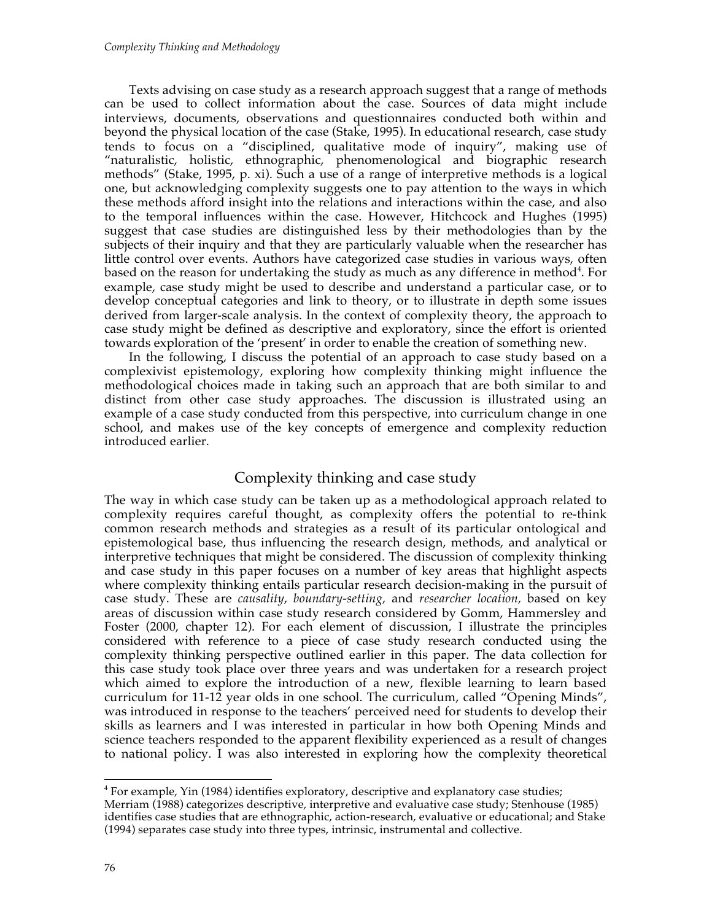Texts advising on case study as a research approach suggest that a range of methods can be used to collect information about the case. Sources of data might include interviews, documents, observations and questionnaires conducted both within and beyond the physical location of the case (Stake, 1995). In educational research, case study tends to focus on a "disciplined, qualitative mode of inquiry", making use of "naturalistic, holistic, ethnographic, phenomenological and biographic research methods" (Stake, 1995, p. xi). Such a use of a range of interpretive methods is a logical one, but acknowledging complexity suggests one to pay attention to the ways in which these methods afford insight into the relations and interactions within the case, and also to the temporal influences within the case. However, Hitchcock and Hughes (1995) suggest that case studies are distinguished less by their methodologies than by the subjects of their inquiry and that they are particularly valuable when the researcher has little control over events. Authors have categorized case studies in various ways, often based on the reason for undertaking the study as much as any difference in method[4]. For example, case study might be used to describe and understand a particular case, or to develop conceptual categories and link to theory, or to illustrate in depth some issues derived from larger-scale analysis. In the context of complexity theory, the approach to case study might be defined as descriptive and exploratory, since the effort is oriented towards exploration of the 'present' in order to enable the creation of something new.

In the following, I discuss the potential of an approach to case study based on a complexivist epistemology, exploring how complexity thinking might influence the methodological choices made in taking such an approach that are both similar to and distinct from other case study approaches. The discussion is illustrated using an example of a case study conducted from this perspective, into curriculum change in one school, and makes use of the key concepts of emergence and complexity reduction introduced earlier.

## Complexity thinking and case study

The way in which case study can be taken up as a methodological approach related to complexity requires careful thought, as complexity offers the potential to re-think common research methods and strategies as a result of its particular ontological and epistemological base, thus influencing the research design, methods, and analytical or interpretive techniques that might be considered. The discussion of complexity thinking and case study in this paper focuses on a number of key areas that highlight aspects where complexity thinking entails particular research decision-making in the pursuit of case study. These are *causality*, *boundary-setting,* and *researcher location,* based on key areas of discussion within case study research considered by Gomm, Hammersley and Foster (2000, chapter 12). For each element of discussion, I illustrate the principles considered with reference to a piece of case study research conducted using the complexity thinking perspective outlined earlier in this paper. The data collection for this case study took place over three years and was undertaken for a research project which aimed to explore the introduction of a new, flexible learning to learn based curriculum for 11-12 year olds in one school. The curriculum, called "Opening Minds", was introduced in response to the teachers' perceived need for students to develop their skills as learners and I was interested in particular in how both Opening Minds and science teachers responded to the apparent flexibility experienced as a result of changes to national policy. I was also interested in exploring how the complexity theoretical

---

[4] For example, Yin (1984) identifies exploratory, descriptive and explanatory case studies; Merriam (1988) categorizes descriptive, interpretive and evaluative case study; Stenhouse (1985) identifies case studies that are ethnographic, action-research, evaluative or educational; and Stake (1994) separates case study into three types, intrinsic, instrumental and collective.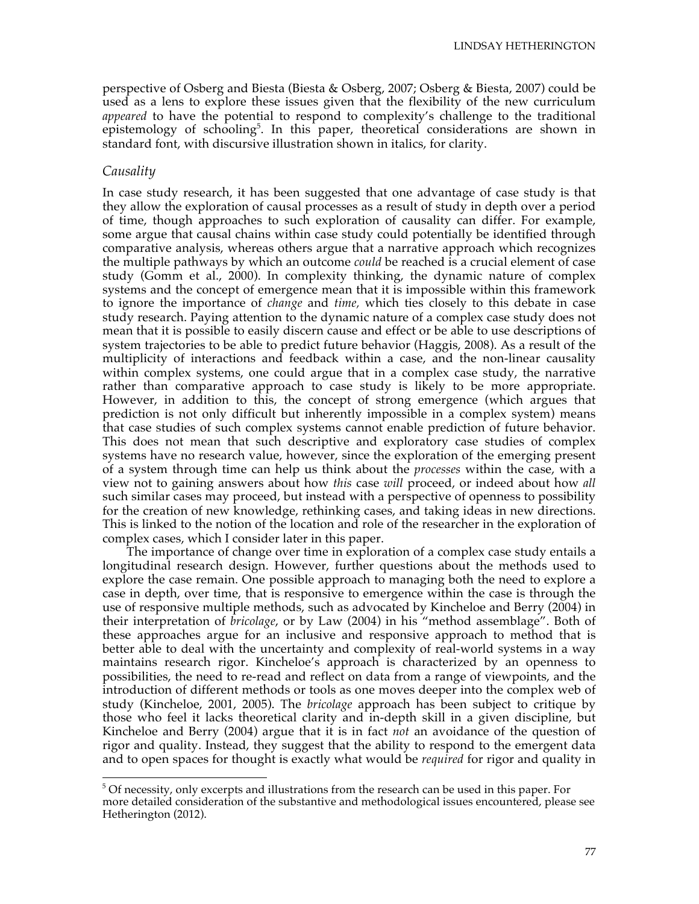perspective of Osberg and Biesta (Biesta & Osberg, 2007; Osberg & Biesta, 2007) could be used as a lens to explore these issues given that the flexibility of the new curriculum *appeared* to have the potential to respond to complexity's challenge to the traditional epistemology of schooling[5]. In this paper, theoretical considerations are shown in standard font, with discursive illustration shown in italics, for clarity.

### *Causality*

In case study research, it has been suggested that one advantage of case study is that they allow the exploration of causal processes as a result of study in depth over a period of time, though approaches to such exploration of causality can differ. For example, some argue that causal chains within case study could potentially be identified through comparative analysis, whereas others argue that a narrative approach which recognizes the multiple pathways by which an outcome *could* be reached is a crucial element of case study (Gomm et al., 2000). In complexity thinking, the dynamic nature of complex systems and the concept of emergence mean that it is impossible within this framework to ignore the importance of *change* and *time,* which ties closely to this debate in case study research. Paying attention to the dynamic nature of a complex case study does not mean that it is possible to easily discern cause and effect or be able to use descriptions of system trajectories to be able to predict future behavior (Haggis, 2008). As a result of the multiplicity of interactions and feedback within a case, and the non-linear causality within complex systems, one could argue that in a complex case study, the narrative rather than comparative approach to case study is likely to be more appropriate. However, in addition to this, the concept of strong emergence (which argues that prediction is not only difficult but inherently impossible in a complex system) means that case studies of such complex systems cannot enable prediction of future behavior. This does not mean that such descriptive and exploratory case studies of complex systems have no research value, however, since the exploration of the emerging present of a system through time can help us think about the *processes* within the case, with a view not to gaining answers about how *this* case *will* proceed, or indeed about how *all* such similar cases may proceed, but instead with a perspective of openness to possibility for the creation of new knowledge, rethinking cases, and taking ideas in new directions. This is linked to the notion of the location and role of the researcher in the exploration of complex cases, which I consider later in this paper.

The importance of change over time in exploration of a complex case study entails a longitudinal research design. However, further questions about the methods used to explore the case remain. One possible approach to managing both the need to explore a case in depth, over time, that is responsive to emergence within the case is through the use of responsive multiple methods, such as advocated by Kincheloe and Berry (2004) in their interpretation of *bricolage*, or by Law (2004) in his "method assemblage". Both of these approaches argue for an inclusive and responsive approach to method that is better able to deal with the uncertainty and complexity of real-world systems in a way maintains research rigor. Kincheloe's approach is characterized by an openness to possibilities, the need to re-read and reflect on data from a range of viewpoints, and the introduction of different methods or tools as one moves deeper into the complex web of study (Kincheloe, 2001, 2005). The *bricolage* approach has been subject to critique by those who feel it lacks theoretical clarity and in-depth skill in a given discipline, but Kincheloe and Berry (2004) argue that it is in fact *not* an avoidance of the question of rigor and quality. Instead, they suggest that the ability to respond to the emergent data and to open spaces for thought is exactly what would be *required* for rigor and quality in

[5] Of necessity, only excerpts and illustrations from the research can be used in this paper. For more detailed consideration of the substantive and methodological issues encountered, please see Hetherington (2012).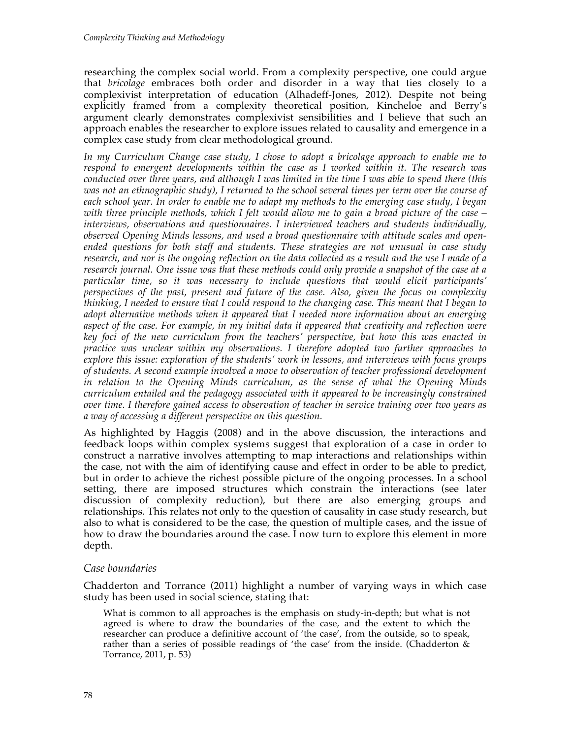researching the complex social world. From a complexity perspective, one could argue that *bricolage* embraces both order and disorder in a way that ties closely to a complexivist interpretation of education (Alhadeff-Jones, 2012). Despite not being explicitly framed from a complexity theoretical position, Kincheloe and Berry's argument clearly demonstrates complexivist sensibilities and I believe that such an approach enables the researcher to explore issues related to causality and emergence in a complex case study from clear methodological ground.

*In my Curriculum Change case study, I chose to adopt a bricolage approach to enable me to respond to emergent developments within the case as I worked within it. The research was conducted over three years, and although I was limited in the time I was able to spend there (this was not an ethnographic study), I returned to the school several times per term over the course of each school year. In order to enable me to adapt my methods to the emerging case study, I began with three principle methods, which I felt would allow me to gain a broad picture of the case – interviews, observations and questionnaires. I interviewed teachers and students individually, observed Opening Minds lessons, and used a broad questionnaire with attitude scales and open-ended questions for both staff and students. These strategies are not unusual in case study research, and nor is the ongoing reflection on the data collected as a result and the use I made of a research journal. One issue was that these methods could only provide a snapshot of the case at a particular time, so it was necessary to include questions that would elicit participants' perspectives of the past, present and future of the case. Also, given the focus on complexity thinking, I needed to ensure that I could respond to the changing case. This meant that I began to adopt alternative methods when it appeared that I needed more information about an emerging aspect of the case. For example, in my initial data it appeared that creativity and reflection were key foci of the new curriculum from the teachers' perspective, but how this was enacted in practice was unclear within my observations. I therefore adopted two further approaches to explore this issue: exploration of the students' work in lessons, and interviews with focus groups of students. A second example involved a move to observation of teacher professional development in relation to the Opening Minds curriculum, as the sense of what the Opening Minds curriculum entailed and the pedagogy associated with it appeared to be increasingly constrained over time. I therefore gained access to observation of teacher in service training over two years as a way of accessing a different perspective on this question.*

As highlighted by Haggis (2008) and in the above discussion, the interactions and feedback loops within complex systems suggest that exploration of a case in order to construct a narrative involves attempting to map interactions and relationships within the case, not with the aim of identifying cause and effect in order to be able to predict, but in order to achieve the richest possible picture of the ongoing processes. In a school setting, there are imposed structures which constrain the interactions (see later discussion of complexity reduction), but there are also emerging groups and relationships. This relates not only to the question of causality in case study research, but also to what is considered to be the case, the question of multiple cases, and the issue of how to draw the boundaries around the case. I now turn to explore this element in more depth.

### *Case boundaries*

Chadderton and Torrance (2011) highlight a number of varying ways in which case study has been used in social science, stating that:

> What is common to all approaches is the emphasis on study-in-depth; but what is not agreed is where to draw the boundaries of the case, and the extent to which the researcher can produce a definitive account of 'the case', from the outside, so to speak, rather than a series of possible readings of 'the case' from the inside. (Chadderton & Torrance, 2011, p. 53)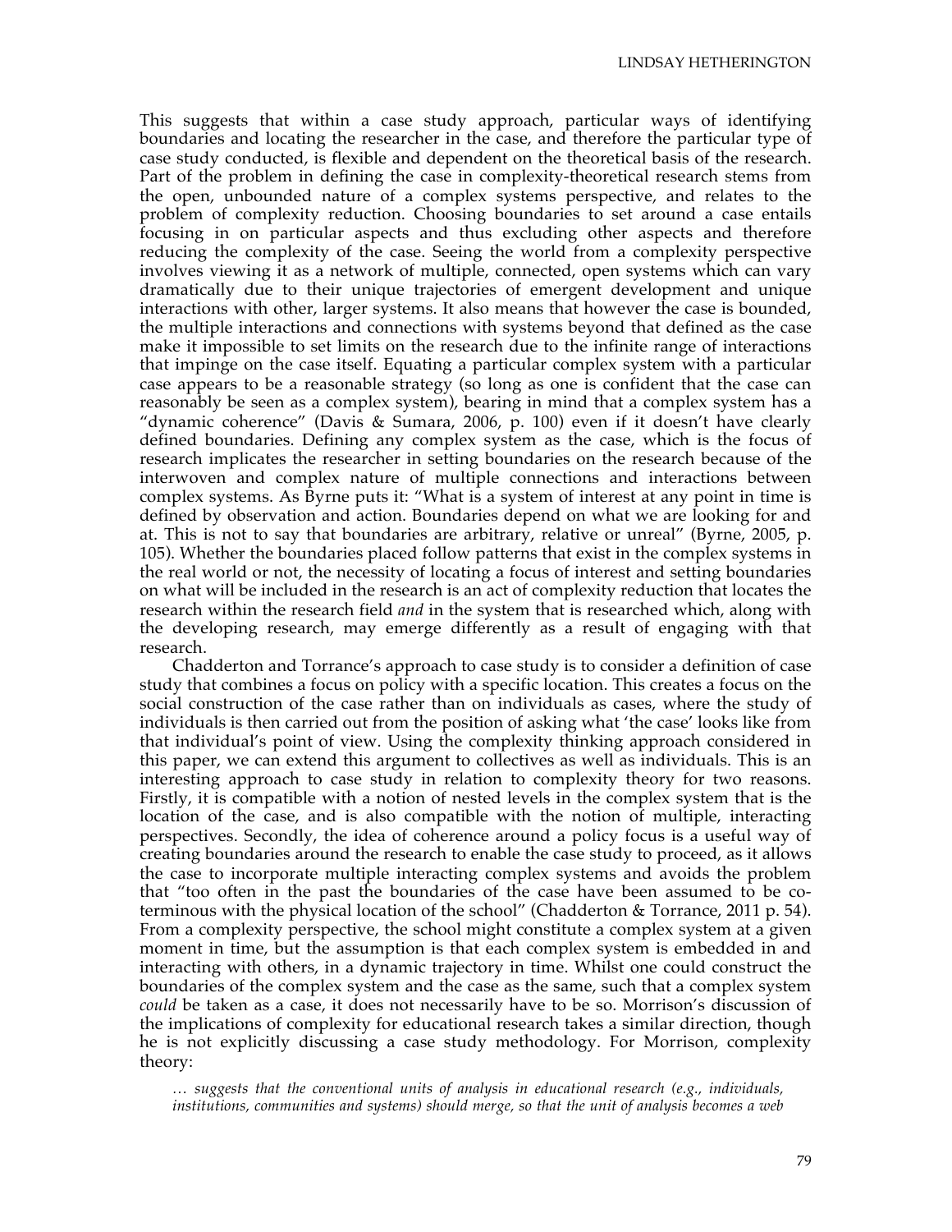This suggests that within a case study approach, particular ways of identifying boundaries and locating the researcher in the case, and therefore the particular type of case study conducted, is flexible and dependent on the theoretical basis of the research. Part of the problem in defining the case in complexity-theoretical research stems from the open, unbounded nature of a complex systems perspective, and relates to the problem of complexity reduction. Choosing boundaries to set around a case entails focusing in on particular aspects and thus excluding other aspects and therefore reducing the complexity of the case. Seeing the world from a complexity perspective involves viewing it as a network of multiple, connected, open systems which can vary dramatically due to their unique trajectories of emergent development and unique interactions with other, larger systems. It also means that however the case is bounded, the multiple interactions and connections with systems beyond that defined as the case make it impossible to set limits on the research due to the infinite range of interactions that impinge on the case itself. Equating a particular complex system with a particular case appears to be a reasonable strategy (so long as one is confident that the case can reasonably be seen as a complex system), bearing in mind that a complex system has a "dynamic coherence" (Davis & Sumara, 2006, p. 100) even if it doesn't have clearly defined boundaries. Defining any complex system as the case, which is the focus of research implicates the researcher in setting boundaries on the research because of the interwoven and complex nature of multiple connections and interactions between complex systems. As Byrne puts it: "What is a system of interest at any point in time is defined by observation and action. Boundaries depend on what we are looking for and at. This is not to say that boundaries are arbitrary, relative or unreal" (Byrne, 2005, p. 105). Whether the boundaries placed follow patterns that exist in the complex systems in the real world or not, the necessity of locating a focus of interest and setting boundaries on what will be included in the research is an act of complexity reduction that locates the research within the research field *and* in the system that is researched which, along with the developing research, may emerge differently as a result of engaging with that research.

Chadderton and Torrance's approach to case study is to consider a definition of case study that combines a focus on policy with a specific location. This creates a focus on the social construction of the case rather than on individuals as cases, where the study of individuals is then carried out from the position of asking what 'the case' looks like from that individual's point of view. Using the complexity thinking approach considered in this paper, we can extend this argument to collectives as well as individuals. This is an interesting approach to case study in relation to complexity theory for two reasons. Firstly, it is compatible with a notion of nested levels in the complex system that is the location of the case, and is also compatible with the notion of multiple, interacting perspectives. Secondly, the idea of coherence around a policy focus is a useful way of creating boundaries around the research to enable the case study to proceed, as it allows the case to incorporate multiple interacting complex systems and avoids the problem that "too often in the past the boundaries of the case have been assumed to be co-terminous with the physical location of the school" (Chadderton & Torrance, 2011 p. 54). From a complexity perspective, the school might constitute a complex system at a given moment in time, but the assumption is that each complex system is embedded in and interacting with others, in a dynamic trajectory in time. Whilst one could construct the boundaries of the complex system and the case as the same, such that a complex system *could* be taken as a case, it does not necessarily have to be so. Morrison's discussion of the implications of complexity for educational research takes a similar direction, though he is not explicitly discussing a case study methodology. For Morrison, complexity theory:

> *… suggests that the conventional units of analysis in educational research (e.g., individuals, institutions, communities and systems) should merge, so that the unit of analysis becomes a web*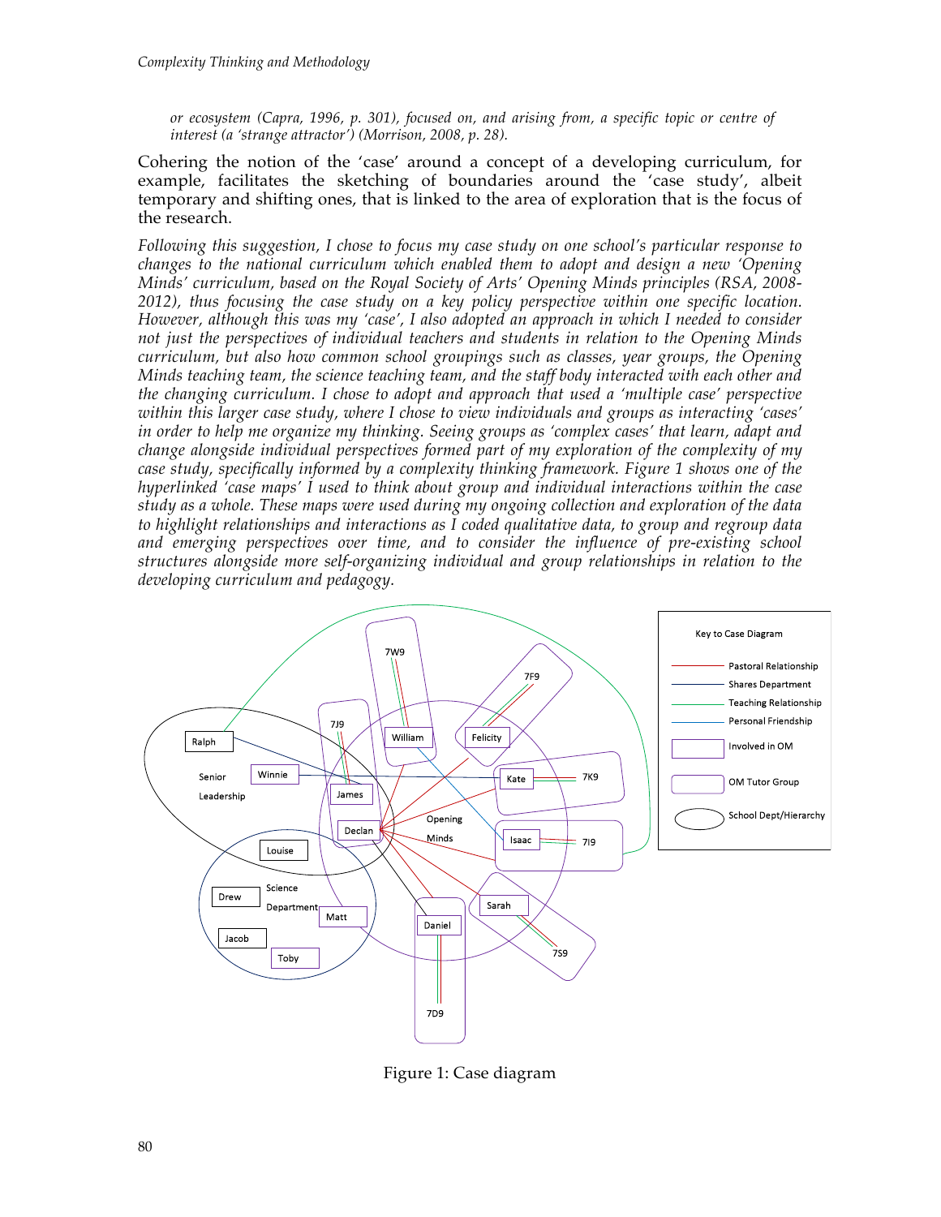*or ecosystem (Capra, 1996, p. 301), focused on, and arising from, a specific topic or centre of interest (a 'strange attractor') (Morrison, 2008, p. 28).*

Cohering the notion of the 'case' around a concept of a developing curriculum, for example, facilitates the sketching of boundaries around the 'case study', albeit temporary and shifting ones, that is linked to the area of exploration that is the focus of the research.

*Following this suggestion, I chose to focus my case study on one school's particular response to changes to the national curriculum which enabled them to adopt and design a new 'Opening Minds' curriculum, based on the Royal Society of Arts' Opening Minds principles (RSA, 2008-2012), thus focusing the case study on a key policy perspective within one specific location. However, although this was my 'case', I also adopted an approach in which I needed to consider not just the perspectives of individual teachers and students in relation to the Opening Minds curriculum, but also how common school groupings such as classes, year groups, the Opening Minds teaching team, the science teaching team, and the staff body interacted with each other and the changing curriculum. I chose to adopt and approach that used a 'multiple case' perspective within this larger case study, where I chose to view individuals and groups as interacting 'cases' in order to help me organize my thinking. Seeing groups as 'complex cases' that learn, adapt and change alongside individual perspectives formed part of my exploration of the complexity of my case study, specifically informed by a complexity thinking framework. Figure 1 shows one of the hyperlinked 'case maps' I used to think about group and individual interactions within the case study as a whole. These maps were used during my ongoing collection and exploration of the data to highlight relationships and interactions as I coded qualitative data, to group and regroup data and emerging perspectives over time, and to consider the influence of pre-existing school structures alongside more self-organizing individual and group relationships in relation to the developing curriculum and pedagogy.*

Figure 1: Case diagram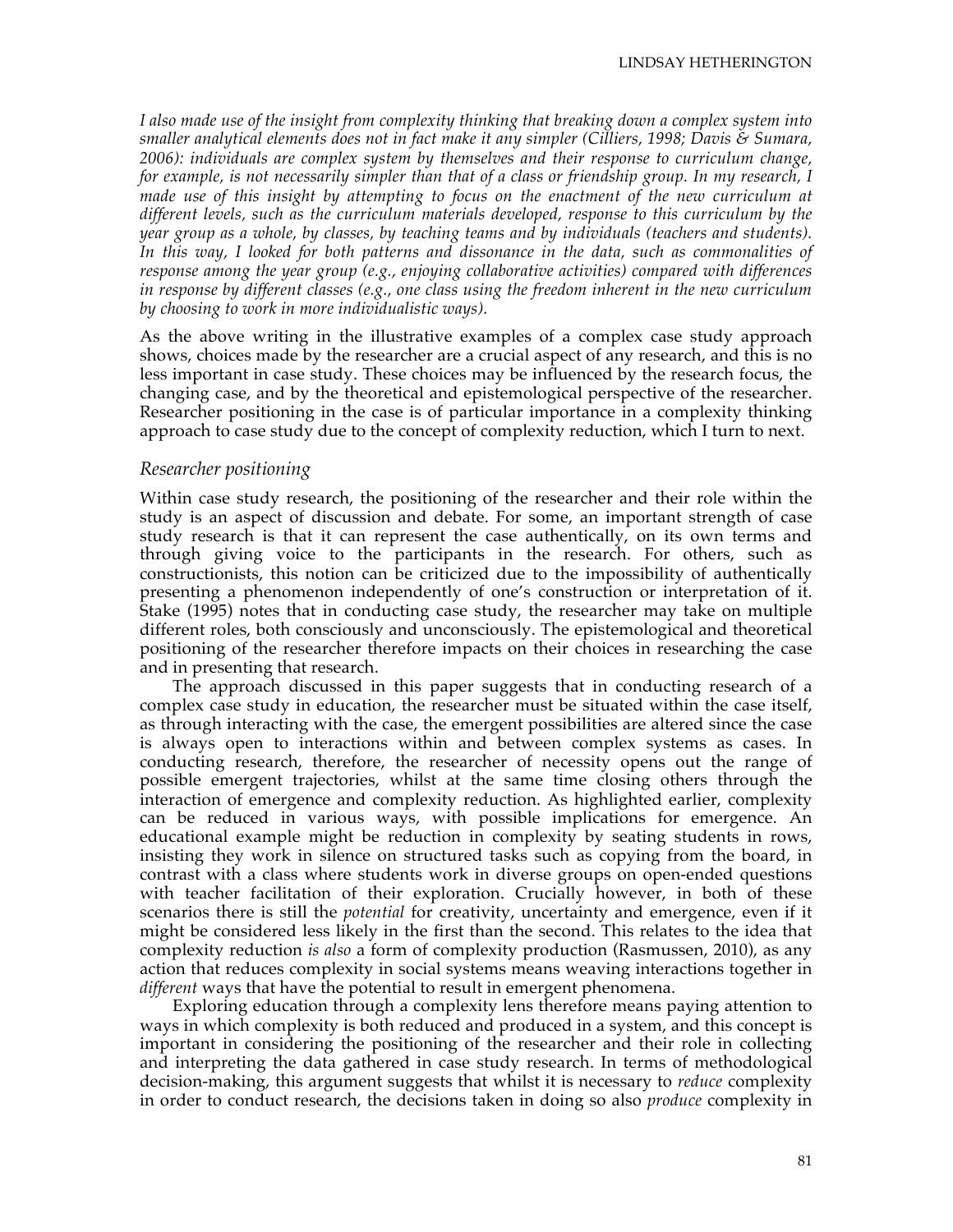*I also made use of the insight from complexity thinking that breaking down a complex system into smaller analytical elements does not in fact make it any simpler (Cilliers, 1998; Davis & Sumara, 2006): individuals are complex system by themselves and their response to curriculum change, for example, is not necessarily simpler than that of a class or friendship group. In my research, I made use of this insight by attempting to focus on the enactment of the new curriculum at different levels, such as the curriculum materials developed, response to this curriculum by the year group as a whole, by classes, by teaching teams and by individuals (teachers and students). In this way, I looked for both patterns and dissonance in the data, such as commonalities of response among the year group (e.g., enjoying collaborative activities) compared with differences in response by different classes (e.g., one class using the freedom inherent in the new curriculum by choosing to work in more individualistic ways).*

As the above writing in the illustrative examples of a complex case study approach shows, choices made by the researcher are a crucial aspect of any research, and this is no less important in case study. These choices may be influenced by the research focus, the changing case, and by the theoretical and epistemological perspective of the researcher. Researcher positioning in the case is of particular importance in a complexity thinking approach to case study due to the concept of complexity reduction, which I turn to next.

### *Researcher positioning*

Within case study research, the positioning of the researcher and their role within the study is an aspect of discussion and debate. For some, an important strength of case study research is that it can represent the case authentically, on its own terms and through giving voice to the participants in the research. For others, such as constructionists, this notion can be criticized due to the impossibility of authentically presenting a phenomenon independently of one's construction or interpretation of it. Stake (1995) notes that in conducting case study, the researcher may take on multiple different roles, both consciously and unconsciously. The epistemological and theoretical positioning of the researcher therefore impacts on their choices in researching the case and in presenting that research.

The approach discussed in this paper suggests that in conducting research of a complex case study in education, the researcher must be situated within the case itself, as through interacting with the case, the emergent possibilities are altered since the case is always open to interactions within and between complex systems as cases. In conducting research, therefore, the researcher of necessity opens out the range of possible emergent trajectories, whilst at the same time closing others through the interaction of emergence and complexity reduction. As highlighted earlier, complexity can be reduced in various ways, with possible implications for emergence. An educational example might be reduction in complexity by seating students in rows, insisting they work in silence on structured tasks such as copying from the board, in contrast with a class where students work in diverse groups on open-ended questions with teacher facilitation of their exploration. Crucially however, in both of these scenarios there is still the *potential* for creativity, uncertainty and emergence, even if it might be considered less likely in the first than the second. This relates to the idea that complexity reduction *is also* a form of complexity production (Rasmussen, 2010), as any action that reduces complexity in social systems means weaving interactions together in *different* ways that have the potential to result in emergent phenomena.

Exploring education through a complexity lens therefore means paying attention to ways in which complexity is both reduced and produced in a system, and this concept is important in considering the positioning of the researcher and their role in collecting and interpreting the data gathered in case study research. In terms of methodological decision-making, this argument suggests that whilst it is necessary to *reduce* complexity in order to conduct research, the decisions taken in doing so also *produce* complexity in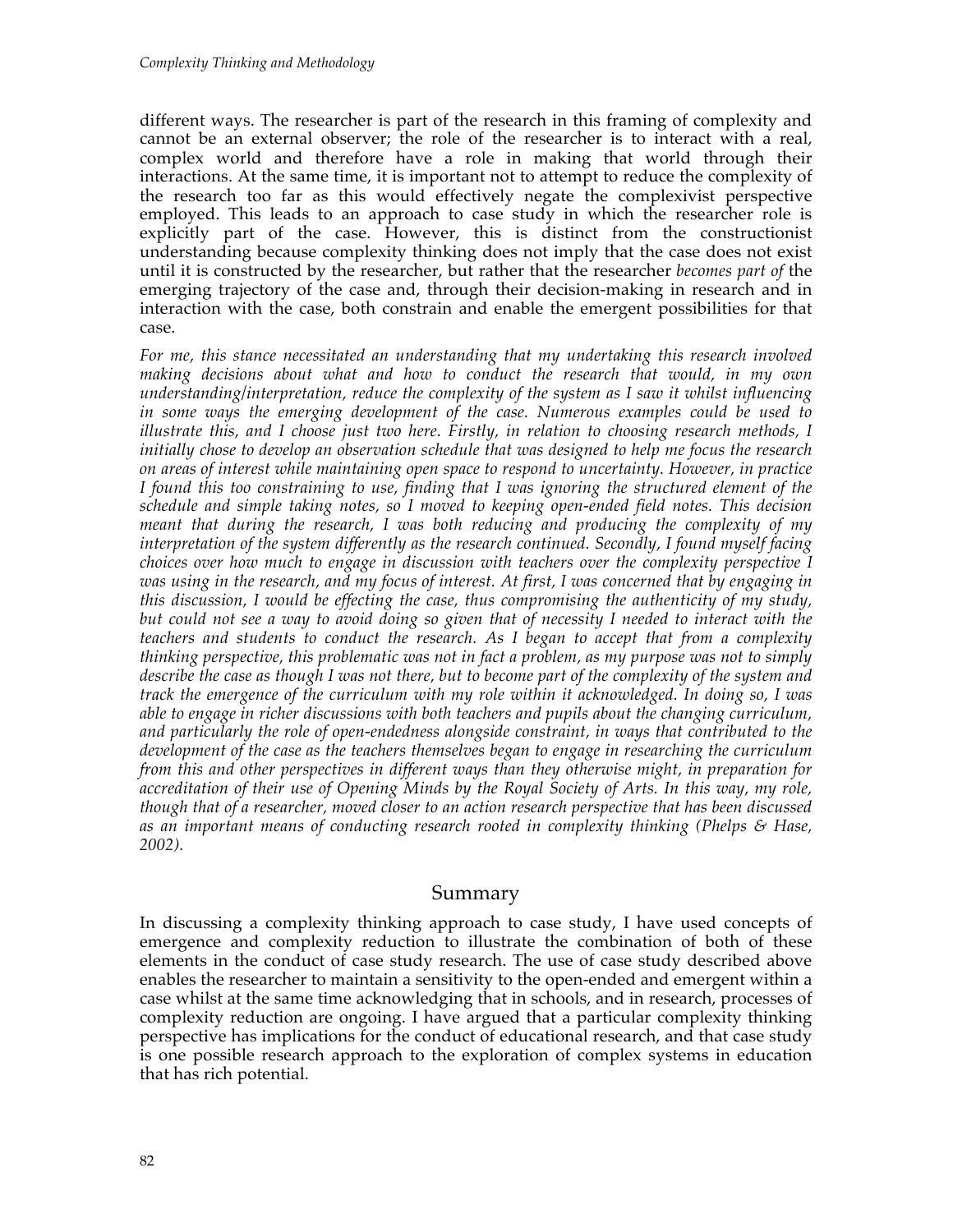different ways. The researcher is part of the research in this framing of complexity and cannot be an external observer; the role of the researcher is to interact with a real, complex world and therefore have a role in making that world through their interactions. At the same time, it is important not to attempt to reduce the complexity of the research too far as this would effectively negate the complexivist perspective employed. This leads to an approach to case study in which the researcher role is explicitly part of the case. However, this is distinct from the constructionist understanding because complexity thinking does not imply that the case does not exist until it is constructed by the researcher, but rather that the researcher *becomes part of* the emerging trajectory of the case and, through their decision-making in research and in interaction with the case, both constrain and enable the emergent possibilities for that case.

*For me, this stance necessitated an understanding that my undertaking this research involved making decisions about what and how to conduct the research that would, in my own understanding/interpretation, reduce the complexity of the system as I saw it whilst influencing in some ways the emerging development of the case. Numerous examples could be used to illustrate this, and I choose just two here. Firstly, in relation to choosing research methods, I initially chose to develop an observation schedule that was designed to help me focus the research on areas of interest while maintaining open space to respond to uncertainty. However, in practice I found this too constraining to use, finding that I was ignoring the structured element of the schedule and simple taking notes, so I moved to keeping open-ended field notes. This decision meant that during the research, I was both reducing and producing the complexity of my interpretation of the system differently as the research continued. Secondly, I found myself facing choices over how much to engage in discussion with teachers over the complexity perspective I was using in the research, and my focus of interest. At first, I was concerned that by engaging in this discussion, I would be effecting the case, thus compromising the authenticity of my study, but could not see a way to avoid doing so given that of necessity I needed to interact with the teachers and students to conduct the research. As I began to accept that from a complexity thinking perspective, this problematic was not in fact a problem, as my purpose was not to simply describe the case as though I was not there, but to become part of the complexity of the system and track the emergence of the curriculum with my role within it acknowledged. In doing so, I was able to engage in richer discussions with both teachers and pupils about the changing curriculum, and particularly the role of open-endedness alongside constraint, in ways that contributed to the development of the case as the teachers themselves began to engage in researching the curriculum from this and other perspectives in different ways than they otherwise might, in preparation for accreditation of their use of Opening Minds by the Royal Society of Arts. In this way, my role, though that of a researcher, moved closer to an action research perspective that has been discussed as an important means of conducting research rooted in complexity thinking (Phelps & Hase, 2002).*

## Summary

In discussing a complexity thinking approach to case study, I have used concepts of emergence and complexity reduction to illustrate the combination of both of these elements in the conduct of case study research. The use of case study described above enables the researcher to maintain a sensitivity to the open-ended and emergent within a case whilst at the same time acknowledging that in schools, and in research, processes of complexity reduction are ongoing. I have argued that a particular complexity thinking perspective has implications for the conduct of educational research, and that case study is one possible research approach to the exploration of complex systems in education that has rich potential.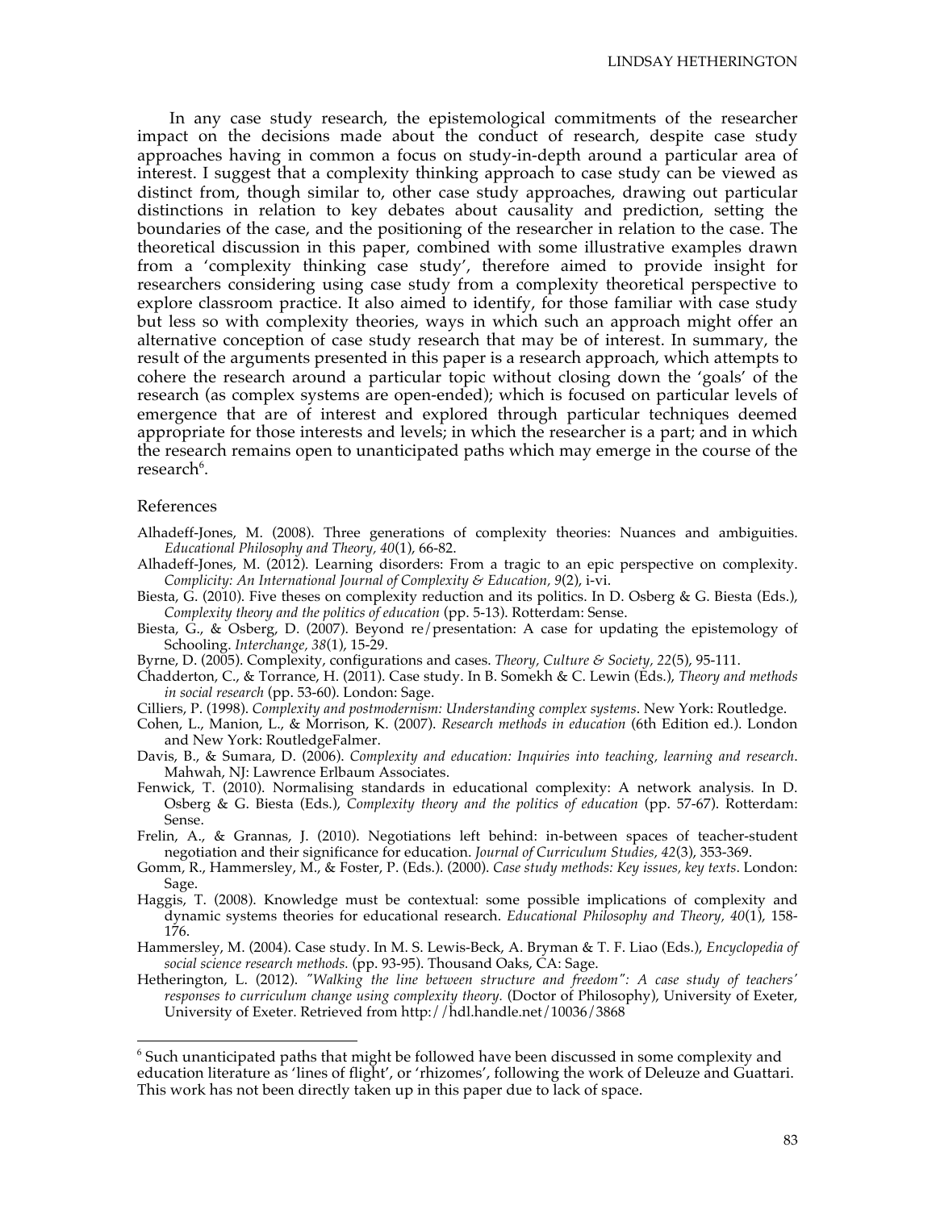In any case study research, the epistemological commitments of the researcher impact on the decisions made about the conduct of research, despite case study approaches having in common a focus on study-in-depth around a particular area of interest. I suggest that a complexity thinking approach to case study can be viewed as distinct from, though similar to, other case study approaches, drawing out particular distinctions in relation to key debates about causality and prediction, setting the boundaries of the case, and the positioning of the researcher in relation to the case. The theoretical discussion in this paper, combined with some illustrative examples drawn from a 'complexity thinking case study', therefore aimed to provide insight for researchers considering using case study from a complexity theoretical perspective to explore classroom practice. It also aimed to identify, for those familiar with case study but less so with complexity theories, ways in which such an approach might offer an alternative conception of case study research that may be of interest. In summary, the result of the arguments presented in this paper is a research approach, which attempts to cohere the research around a particular topic without closing down the 'goals' of the research (as complex systems are open-ended); which is focused on particular levels of emergence that are of interest and explored through particular techniques deemed appropriate for those interests and levels; in which the researcher is a part; and in which the research remains open to unanticipated paths which may emerge in the course of the research[6].

## References

Alhadeff-Jones, M. (2008). Three generations of complexity theories: Nuances and ambiguities. *Educational Philosophy and Theory, 40*(1), 66-82.

Alhadeff-Jones, M. (2012). Learning disorders: From a tragic to an epic perspective on complexity. *Complicity: An International Journal of Complexity & Education, 9*(2), i-vi.

Biesta, G. (2010). Five theses on complexity reduction and its politics. In D. Osberg & G. Biesta (Eds.), *Complexity theory and the politics of education* (pp. 5-13). Rotterdam: Sense.

Biesta, G., & Osberg, D. (2007). Beyond re/presentation: A case for updating the epistemology of Schooling. *Interchange, 38*(1), 15-29.

Byrne, D. (2005). Complexity, configurations and cases. *Theory, Culture & Society, 22*(5), 95-111.

Chadderton, C., & Torrance, H. (2011). Case study. In B. Somekh & C. Lewin (Eds.), *Theory and methods in social research* (pp. 53-60). London: Sage.

Cilliers, P. (1998). *Complexity and postmodernism: Understanding complex systems*. New York: Routledge.

Cohen, L., Manion, L., & Morrison, K. (2007). *Research methods in education* (6th Edition ed.). London and New York: RoutledgeFalmer.

Davis, B., & Sumara, D. (2006). *Complexity and education: Inquiries into teaching, learning and research*. Mahwah, NJ: Lawrence Erlbaum Associates.

Fenwick, T. (2010). Normalising standards in educational complexity: A network analysis. In D. Osberg & G. Biesta (Eds.), *Complexity theory and the politics of education* (pp. 57-67). Rotterdam: Sense.

Frelin, A., & Grannas, J. (2010). Negotiations left behind: in-between spaces of teacher-student negotiation and their significance for education. *Journal of Curriculum Studies, 42*(3), 353-369.

Gomm, R., Hammersley, M., & Foster, P. (Eds.). (2000). *Case study methods: Key issues, key texts*. London: Sage.

Haggis, T. (2008). Knowledge must be contextual: some possible implications of complexity and dynamic systems theories for educational research. *Educational Philosophy and Theory, 40*(1), 158-176.

Hammersley, M. (2004). Case study. In M. S. Lewis-Beck, A. Bryman & T. F. Liao (Eds.), *Encyclopedia of social science research methods.* (pp. 93-95). Thousand Oaks, CA: Sage.

Hetherington, L. (2012). *"Walking the line between structure and freedom": A case study of teachers' responses to curriculum change using complexity theory.* (Doctor of Philosophy), University of Exeter, University of Exeter. Retrieved from http://hdl.handle.net/10036/3868

[6] Such unanticipated paths that might be followed have been discussed in some complexity and education literature as 'lines of flight', or 'rhizomes', following the work of Deleuze and Guattari. This work has not been directly taken up in this paper due to lack of space.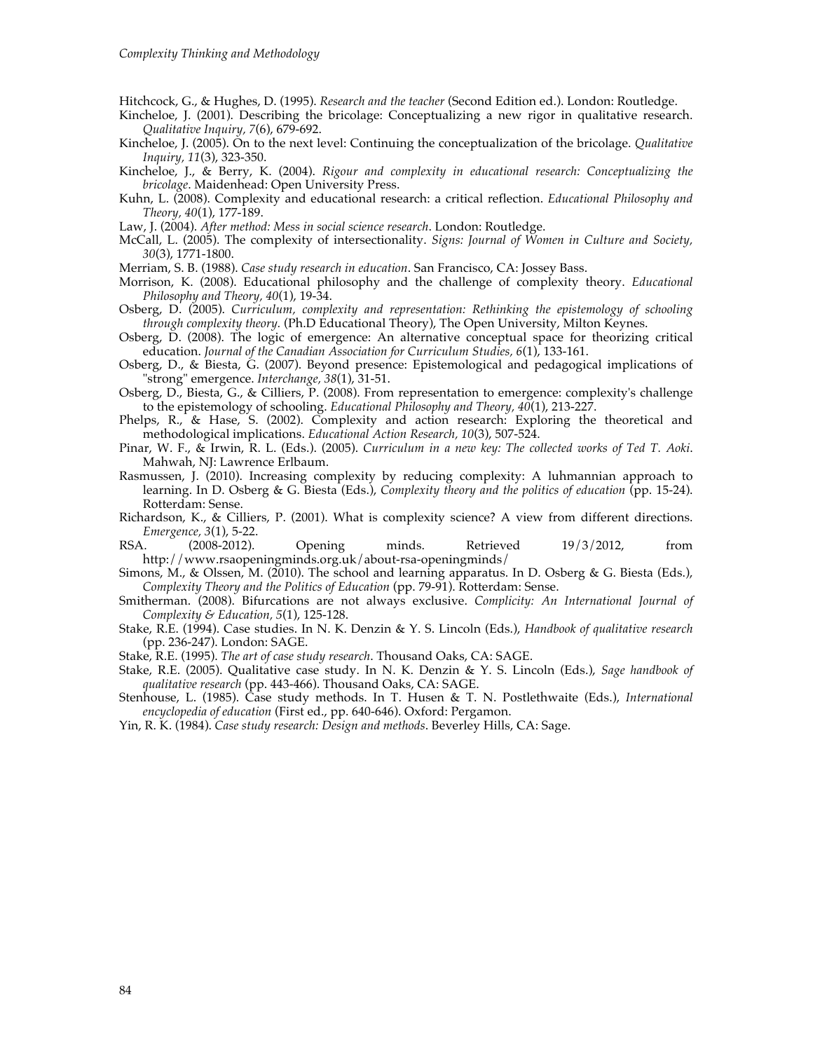Hitchcock, G., & Hughes, D. (1995). *Research and the teacher* (Second Edition ed.). London: Routledge.

Kincheloe, J. (2001). Describing the bricolage: Conceptualizing a new rigor in qualitative research. *Qualitative Inquiry, 7*(6), 679-692.

Kincheloe, J. (2005). On to the next level: Continuing the conceptualization of the bricolage. *Qualitative Inquiry, 11*(3), 323-350.

Kincheloe, J., & Berry, K. (2004). *Rigour and complexity in educational research: Conceptualizing the bricolage*. Maidenhead: Open University Press.

Kuhn, L. (2008). Complexity and educational research: a critical reflection. *Educational Philosophy and Theory, 40*(1), 177-189.

Law, J. (2004). *After method: Mess in social science research*. London: Routledge.

McCall, L. (2005). The complexity of intersectionality. *Signs: Journal of Women in Culture and Society, 30*(3), 1771-1800.

Merriam, S. B. (1988). *Case study research in education*. San Francisco, CA: Jossey Bass.

Morrison, K. (2008). Educational philosophy and the challenge of complexity theory. *Educational Philosophy and Theory, 40*(1), 19-34.

Osberg, D. (2005). *Curriculum, complexity and representation: Rethinking the epistemology of schooling through complexity theory.* (Ph.D Educational Theory), The Open University, Milton Keynes.

Osberg, D. (2008). The logic of emergence: An alternative conceptual space for theorizing critical education. *Journal of the Canadian Association for Curriculum Studies, 6*(1), 133-161.

Osberg, D., & Biesta, G. (2007). Beyond presence: Epistemological and pedagogical implications of "strong" emergence. *Interchange, 38*(1), 31-51.

Osberg, D., Biesta, G., & Cilliers, P. (2008). From representation to emergence: complexity's challenge to the epistemology of schooling. *Educational Philosophy and Theory, 40*(1), 213-227.

Phelps, R., & Hase, S. (2002). Complexity and action research: Exploring the theoretical and methodological implications. *Educational Action Research, 10*(3), 507-524.

Pinar, W. F., & Irwin, R. L. (Eds.). (2005). *Curriculum in a new key: The collected works of Ted T. Aoki*. Mahwah, NJ: Lawrence Erlbaum.

Rasmussen, J. (2010). Increasing complexity by reducing complexity: A luhmannian approach to learning. In D. Osberg & G. Biesta (Eds.), *Complexity theory and the politics of education* (pp. 15-24). Rotterdam: Sense.

Richardson, K., & Cilliers, P. (2001). What is complexity science? A view from different directions. *Emergence, 3*(1), 5-22.

RSA. (2008-2012). Opening minds. Retrieved 19/3/2012, from http://www.rsaopeningminds.org.uk/about-rsa-openingminds/

Simons, M., & Olssen, M. (2010). The school and learning apparatus. In D. Osberg & G. Biesta (Eds.), *Complexity Theory and the Politics of Education* (pp. 79-91). Rotterdam: Sense.

Smitherman. (2008). Bifurcations are not always exclusive. *Complicity: An International Journal of Complexity & Education, 5*(1), 125-128.

Stake, R.E. (1994). Case studies. In N. K. Denzin & Y. S. Lincoln (Eds.), *Handbook of qualitative research* (pp. 236-247). London: SAGE.

Stake, R.E. (1995). *The art of case study research*. Thousand Oaks, CA: SAGE.

Stake, R.E. (2005). Qualitative case study. In N. K. Denzin & Y. S. Lincoln (Eds.), *Sage handbook of qualitative research* (pp. 443-466). Thousand Oaks, CA: SAGE.

Stenhouse, L. (1985). Case study methods. In T. Husen & T. N. Postlethwaite (Eds.), *International encyclopedia of education* (First ed., pp. 640-646). Oxford: Pergamon.

Yin, R. K. (1984). *Case study research: Design and methods*. Beverley Hills, CA: Sage.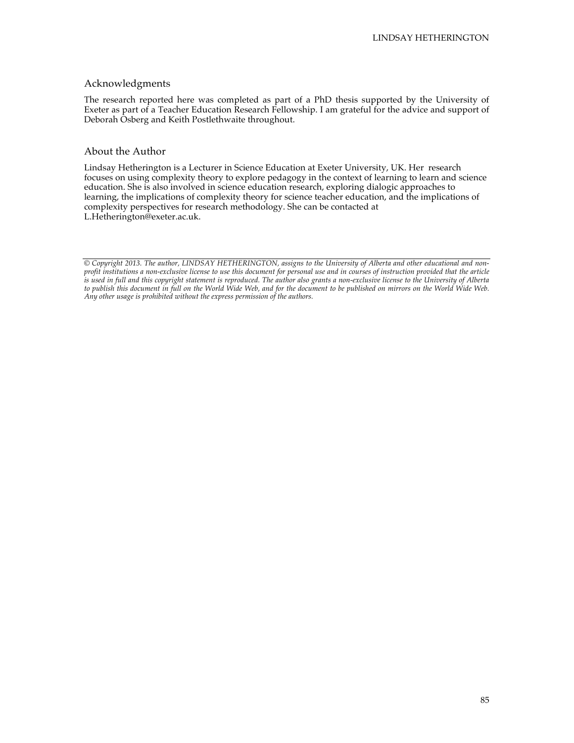## Acknowledgments

The research reported here was completed as part of a PhD thesis supported by the University of Exeter as part of a Teacher Education Research Fellowship. I am grateful for the advice and support of Deborah Osberg and Keith Postlethwaite throughout.

## About the Author

Lindsay Hetherington is a Lecturer in Science Education at Exeter University, UK. Her research focuses on using complexity theory to explore pedagogy in the context of learning to learn and science education. She is also involved in science education research, exploring dialogic approaches to learning, the implications of complexity theory for science teacher education, and the implications of complexity perspectives for research methodology. She can be contacted at L.Hetherington@exeter.ac.uk.

---

*© Copyright 2013. The author, LINDSAY HETHERINGTON, assigns to the University of Alberta and other educational and non-profit institutions a non-exclusive license to use this document for personal use and in courses of instruction provided that the article is used in full and this copyright statement is reproduced. The author also grants a non-exclusive license to the University of Alberta to publish this document in full on the World Wide Web, and for the document to be published on mirrors on the World Wide Web. Any other usage is prohibited without the express permission of the authors.*